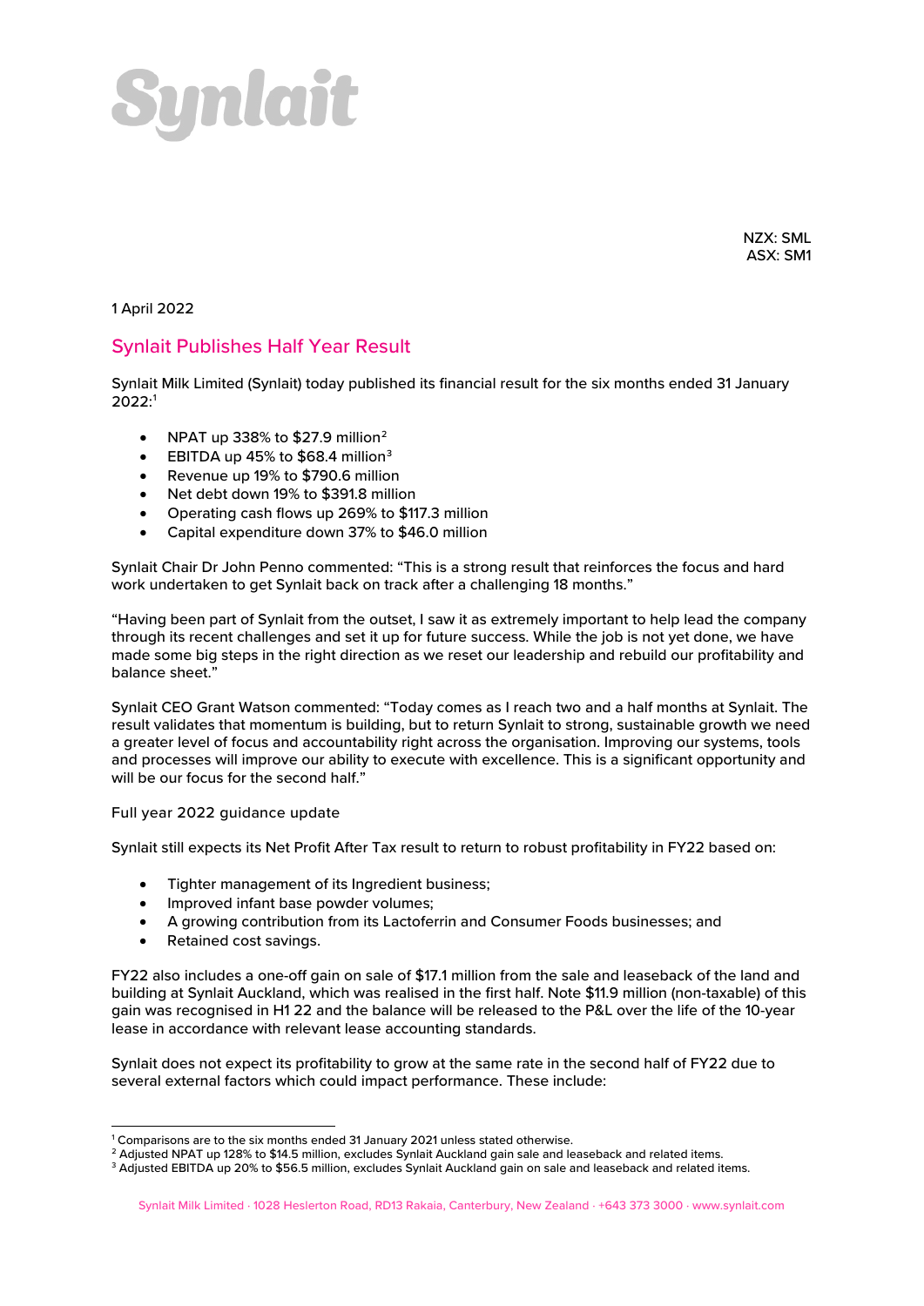# Synlait

NZX: SML
ASX: SM1

1 April 2022

## Synlait Publishes Half Year Result

Synlait Milk Limited (Synlait) today published its financial result for the six months ended 31 January 2022:[1]

- NPAT up 338% to $27.9 million[2]
- EBITDA up 45% to $68.4 million[3]
- Revenue up 19% to $790.6 million
- Net debt down 19% to $391.8 million
- Operating cash flows up 269% to $117.3 million
- Capital expenditure down 37% to $46.0 million

Synlait Chair Dr John Penno commented: "This is a strong result that reinforces the focus and hard work undertaken to get Synlait back on track after a challenging 18 months."

"Having been part of Synlait from the outset, I saw it as extremely important to help lead the company through its recent challenges and set it up for future success. While the job is not yet done, we have made some big steps in the right direction as we reset our leadership and rebuild our profitability and balance sheet."

Synlait CEO Grant Watson commented: "Today comes as I reach two and a half months at Synlait. The result validates that momentum is building, but to return Synlait to strong, sustainable growth we need a greater level of focus and accountability right across the organisation. Improving our systems, tools and processes will improve our ability to execute with excellence. This is a significant opportunity and will be our focus for the second half."

Full year 2022 guidance update

Synlait still expects its Net Profit After Tax result to return to robust profitability in FY22 based on:

- Tighter management of its Ingredient business;
- Improved infant base powder volumes;
- A growing contribution from its Lactoferrin and Consumer Foods businesses; and
- Retained cost savings.

FY22 also includes a one-off gain on sale of $17.1 million from the sale and leaseback of the land and building at Synlait Auckland, which was realised in the first half. Note $11.9 million (non-taxable) of this gain was recognised in H1 22 and the balance will be released to the P&L over the life of the 10-year lease in accordance with relevant lease accounting standards.

Synlait does not expect its profitability to grow at the same rate in the second half of FY22 due to several external factors which could impact performance. These include:

---

[1] Comparisons are to the six months ended 31 January 2021 unless stated otherwise.
[2] Adjusted NPAT up 128% to $14.5 million, excludes Synlait Auckland gain sale and leaseback and related items.
[3] Adjusted EBITDA up 20% to $56.5 million, excludes Synlait Auckland gain on sale and leaseback and related items.

Synlait Milk Limited · 1028 Heslerton Road, RD13 Rakaia, Canterbury, New Zealand · +643 373 3000 · www.synlait.com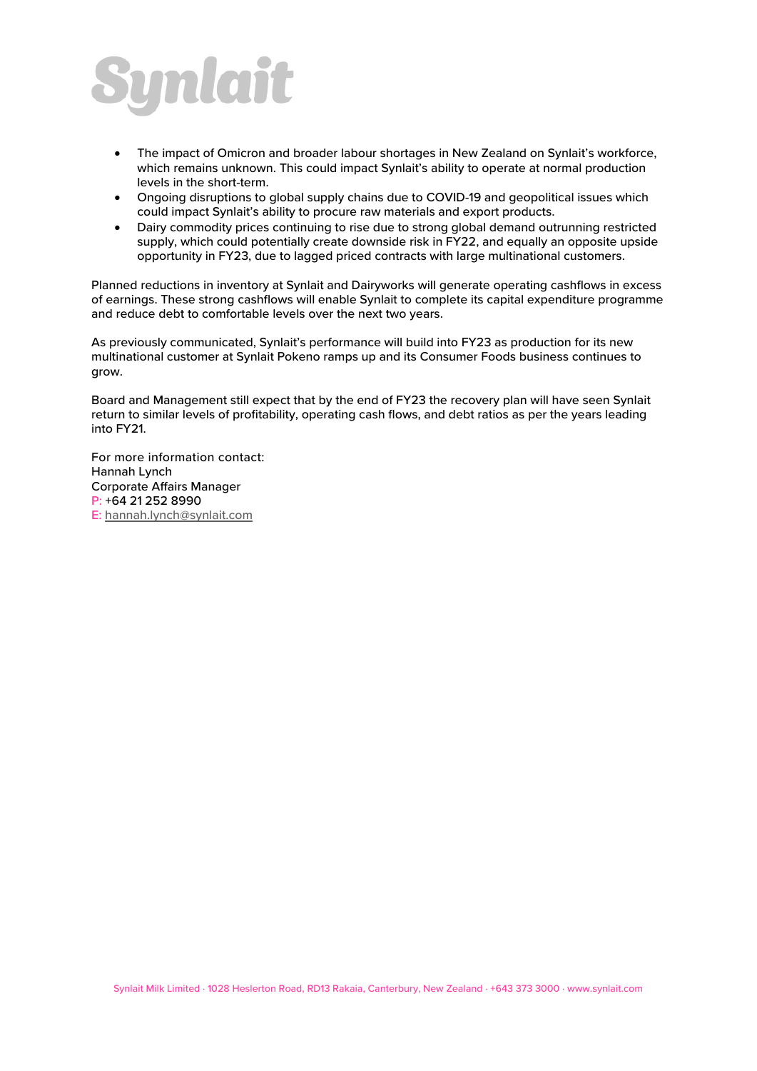- The impact of Omicron and broader labour shortages in New Zealand on Synlait's workforce, which remains unknown. This could impact Synlait's ability to operate at normal production levels in the short-term.
- Ongoing disruptions to global supply chains due to COVID-19 and geopolitical issues which could impact Synlait's ability to procure raw materials and export products.
- Dairy commodity prices continuing to rise due to strong global demand outrunning restricted supply, which could potentially create downside risk in FY22, and equally an opposite upside opportunity in FY23, due to lagged priced contracts with large multinational customers.

Planned reductions in inventory at Synlait and Dairyworks will generate operating cashflows in excess of earnings. These strong cashflows will enable Synlait to complete its capital expenditure programme and reduce debt to comfortable levels over the next two years.

As previously communicated, Synlait's performance will build into FY23 as production for its new multinational customer at Synlait Pokeno ramps up and its Consumer Foods business continues to grow.

Board and Management still expect that by the end of FY23 the recovery plan will have seen Synlait return to similar levels of profitability, operating cash flows, and debt ratios as per the years leading into FY21.

For more information contact:
Hannah Lynch
Corporate Affairs Manager
P: +64 21 252 8990
E: hannah.lynch@synlait.com